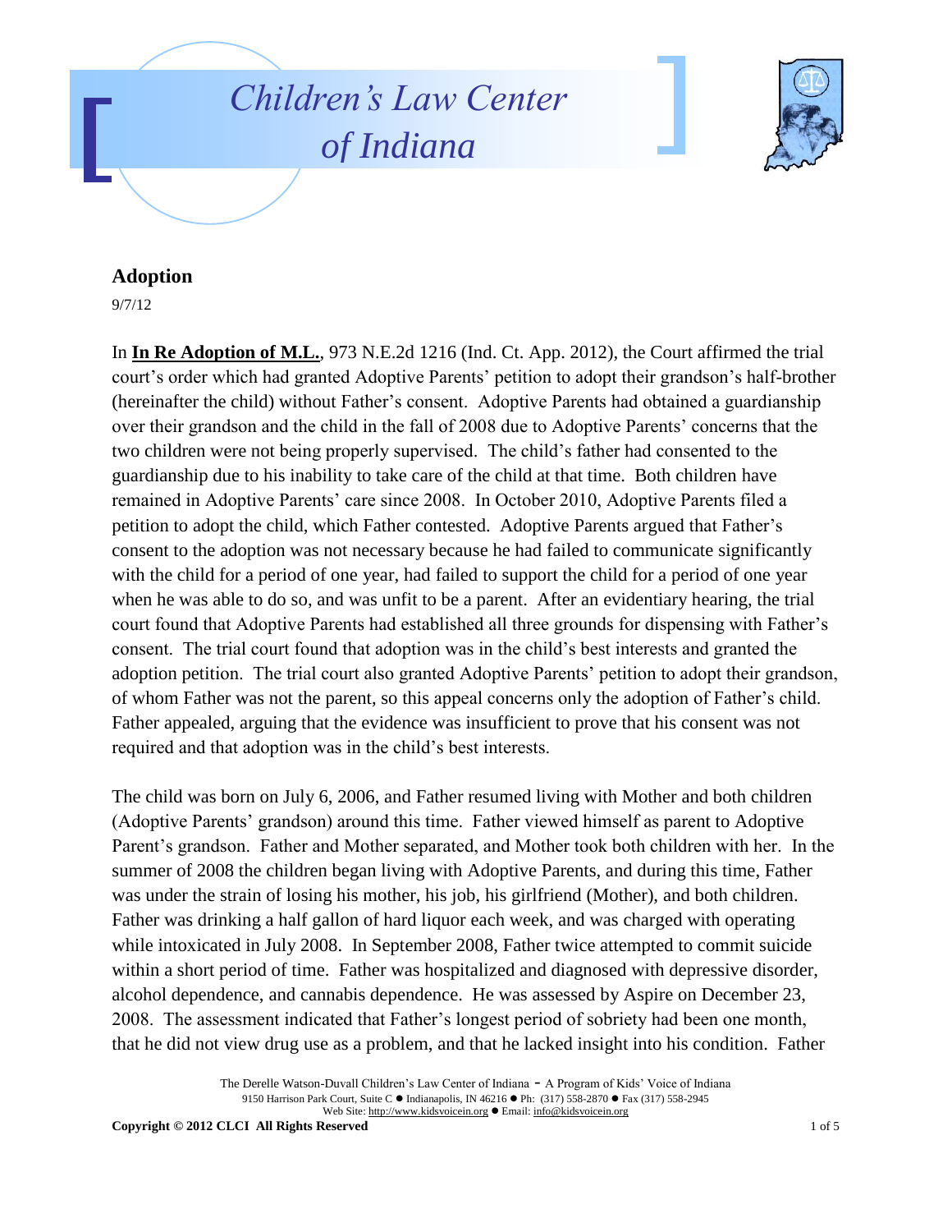# Children's Law Center of Indiana

## Adoption

9/7/12

In **In Re Adoption of M.L.**, 973 N.E.2d 1216 (Ind. Ct. App. 2012), the Court affirmed the trial court's order which had granted Adoptive Parents' petition to adopt their grandson's half-brother (hereinafter the child) without Father's consent. Adoptive Parents had obtained a guardianship over their grandson and the child in the fall of 2008 due to Adoptive Parents' concerns that the two children were not being properly supervised. The child's father had consented to the guardianship due to his inability to take care of the child at that time. Both children have remained in Adoptive Parents' care since 2008. In October 2010, Adoptive Parents filed a petition to adopt the child, which Father contested. Adoptive Parents argued that Father's consent to the adoption was not necessary because he had failed to communicate significantly with the child for a period of one year, had failed to support the child for a period of one year when he was able to do so, and was unfit to be a parent. After an evidentiary hearing, the trial court found that Adoptive Parents had established all three grounds for dispensing with Father's consent. The trial court found that adoption was in the child's best interests and granted the adoption petition. The trial court also granted Adoptive Parents' petition to adopt their grandson, of whom Father was not the parent, so this appeal concerns only the adoption of Father's child. Father appealed, arguing that the evidence was insufficient to prove that his consent was not required and that adoption was in the child's best interests.

The child was born on July 6, 2006, and Father resumed living with Mother and both children (Adoptive Parents' grandson) around this time. Father viewed himself as parent to Adoptive Parent's grandson. Father and Mother separated, and Mother took both children with her. In the summer of 2008 the children began living with Adoptive Parents, and during this time, Father was under the strain of losing his mother, his job, his girlfriend (Mother), and both children. Father was drinking a half gallon of hard liquor each week, and was charged with operating while intoxicated in July 2008. In September 2008, Father twice attempted to commit suicide within a short period of time. Father was hospitalized and diagnosed with depressive disorder, alcohol dependence, and cannabis dependence. He was assessed by Aspire on December 23, 2008. The assessment indicated that Father's longest period of sobriety had been one month, that he did not view drug use as a problem, and that he lacked insight into his condition. Father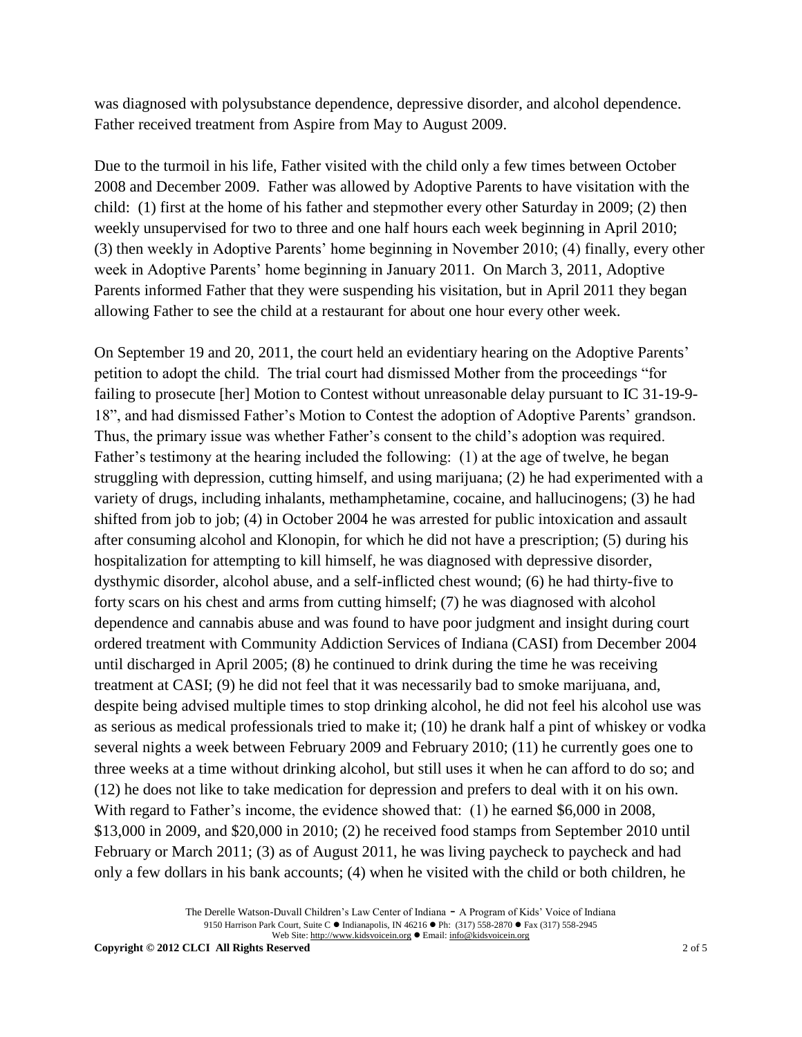was diagnosed with polysubstance dependence, depressive disorder, and alcohol dependence. Father received treatment from Aspire from May to August 2009.

Due to the turmoil in his life, Father visited with the child only a few times between October 2008 and December 2009. Father was allowed by Adoptive Parents to have visitation with the child: (1) first at the home of his father and stepmother every other Saturday in 2009; (2) then weekly unsupervised for two to three and one half hours each week beginning in April 2010; (3) then weekly in Adoptive Parents' home beginning in November 2010; (4) finally, every other week in Adoptive Parents' home beginning in January 2011. On March 3, 2011, Adoptive Parents informed Father that they were suspending his visitation, but in April 2011 they began allowing Father to see the child at a restaurant for about one hour every other week.

On September 19 and 20, 2011, the court held an evidentiary hearing on the Adoptive Parents' petition to adopt the child. The trial court had dismissed Mother from the proceedings "for failing to prosecute [her] Motion to Contest without unreasonable delay pursuant to IC 31-19-9-18", and had dismissed Father's Motion to Contest the adoption of Adoptive Parents' grandson. Thus, the primary issue was whether Father's consent to the child's adoption was required. Father's testimony at the hearing included the following: (1) at the age of twelve, he began struggling with depression, cutting himself, and using marijuana; (2) he had experimented with a variety of drugs, including inhalants, methamphetamine, cocaine, and hallucinogens; (3) he had shifted from job to job; (4) in October 2004 he was arrested for public intoxication and assault after consuming alcohol and Klonopin, for which he did not have a prescription; (5) during his hospitalization for attempting to kill himself, he was diagnosed with depressive disorder, dysthymic disorder, alcohol abuse, and a self-inflicted chest wound; (6) he had thirty-five to forty scars on his chest and arms from cutting himself; (7) he was diagnosed with alcohol dependence and cannabis abuse and was found to have poor judgment and insight during court ordered treatment with Community Addiction Services of Indiana (CASI) from December 2004 until discharged in April 2005; (8) he continued to drink during the time he was receiving treatment at CASI; (9) he did not feel that it was necessarily bad to smoke marijuana, and, despite being advised multiple times to stop drinking alcohol, he did not feel his alcohol use was as serious as medical professionals tried to make it; (10) he drank half a pint of whiskey or vodka several nights a week between February 2009 and February 2010; (11) he currently goes one to three weeks at a time without drinking alcohol, but still uses it when he can afford to do so; and (12) he does not like to take medication for depression and prefers to deal with it on his own. With regard to Father's income, the evidence showed that: (1) he earned $6,000 in 2008, $13,000 in 2009, and $20,000 in 2010; (2) he received food stamps from September 2010 until February or March 2011; (3) as of August 2011, he was living paycheck to paycheck and had only a few dollars in his bank accounts; (4) when he visited with the child or both children, he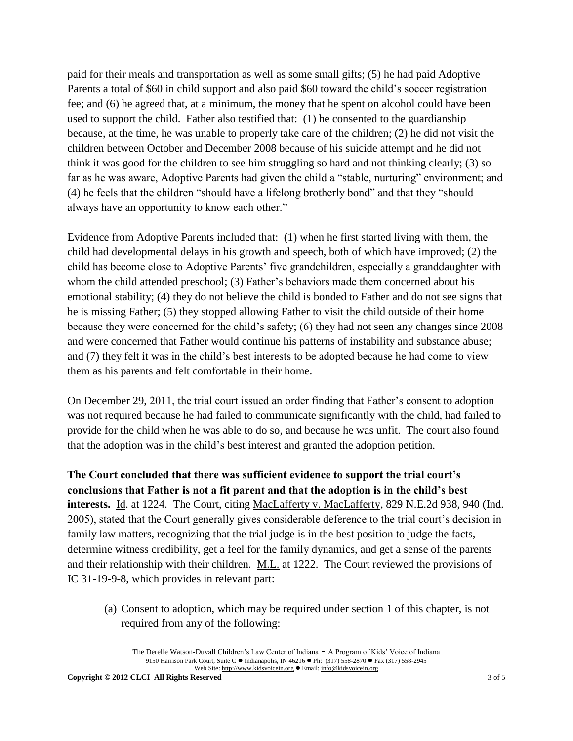paid for their meals and transportation as well as some small gifts; (5) he had paid Adoptive Parents a total of $60 in child support and also paid $60 toward the child's soccer registration fee; and (6) he agreed that, at a minimum, the money that he spent on alcohol could have been used to support the child. Father also testified that: (1) he consented to the guardianship because, at the time, he was unable to properly take care of the children; (2) he did not visit the children between October and December 2008 because of his suicide attempt and he did not think it was good for the children to see him struggling so hard and not thinking clearly; (3) so far as he was aware, Adoptive Parents had given the child a "stable, nurturing" environment; and (4) he feels that the children "should have a lifelong brotherly bond" and that they "should always have an opportunity to know each other."

Evidence from Adoptive Parents included that: (1) when he first started living with them, the child had developmental delays in his growth and speech, both of which have improved; (2) the child has become close to Adoptive Parents' five grandchildren, especially a granddaughter with whom the child attended preschool; (3) Father's behaviors made them concerned about his emotional stability; (4) they do not believe the child is bonded to Father and do not see signs that he is missing Father; (5) they stopped allowing Father to visit the child outside of their home because they were concerned for the child's safety; (6) they had not seen any changes since 2008 and were concerned that Father would continue his patterns of instability and substance abuse; and (7) they felt it was in the child's best interests to be adopted because he had come to view them as his parents and felt comfortable in their home.

On December 29, 2011, the trial court issued an order finding that Father's consent to adoption was not required because he had failed to communicate significantly with the child, had failed to provide for the child when he was able to do so, and because he was unfit. The court also found that the adoption was in the child's best interest and granted the adoption petition.

**The Court concluded that there was sufficient evidence to support the trial court's conclusions that Father is not a fit parent and that the adoption is in the child's best interests.** Id. at 1224. The Court, citing MacLafferty v. MacLafferty, 829 N.E.2d 938, 940 (Ind. 2005), stated that the Court generally gives considerable deference to the trial court's decision in family law matters, recognizing that the trial judge is in the best position to judge the facts, determine witness credibility, get a feel for the family dynamics, and get a sense of the parents and their relationship with their children. M.L. at 1222. The Court reviewed the provisions of IC 31-19-9-8, which provides in relevant part:

> (a) Consent to adoption, which may be required under section 1 of this chapter, is not required from any of the following: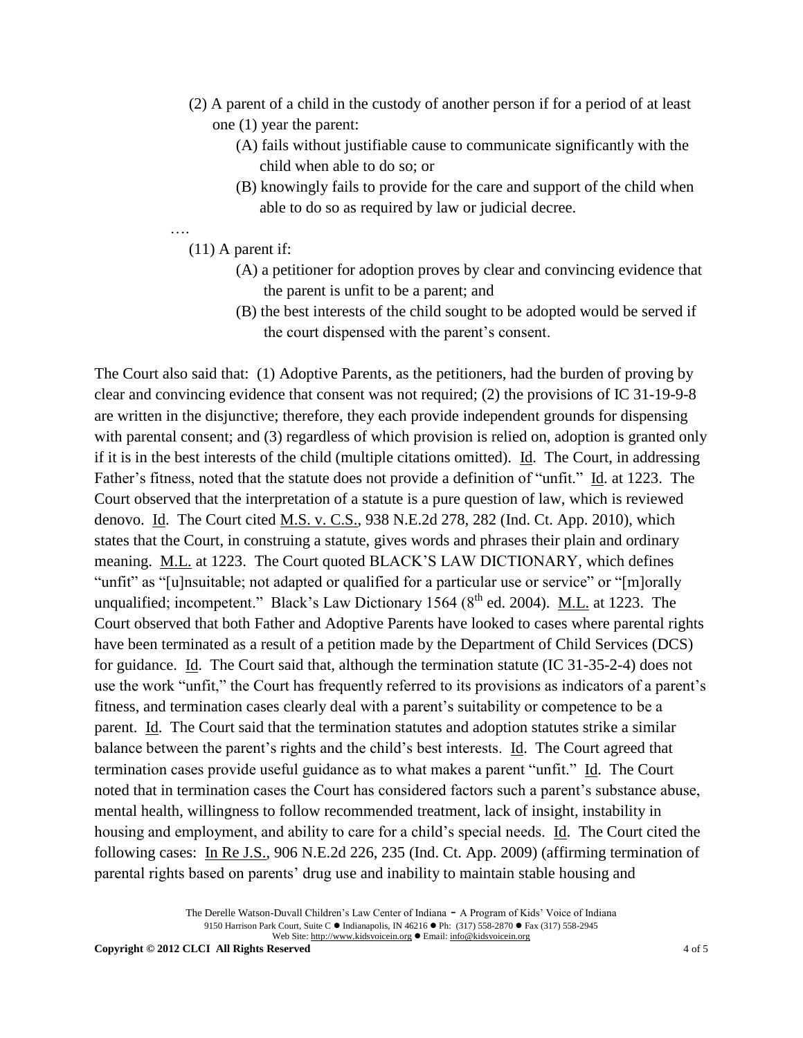(2) A parent of a child in the custody of another person if for a period of at least one (1) year the parent:

(A) fails without justifiable cause to communicate significantly with the child when able to do so; or

(B) knowingly fails to provide for the care and support of the child when able to do so as required by law or judicial decree.

….

(11) A parent if:

(A) a petitioner for adoption proves by clear and convincing evidence that the parent is unfit to be a parent; and

(B) the best interests of the child sought to be adopted would be served if the court dispensed with the parent's consent.

The Court also said that: (1) Adoptive Parents, as the petitioners, had the burden of proving by clear and convincing evidence that consent was not required; (2) the provisions of IC 31-19-9-8 are written in the disjunctive; therefore, they each provide independent grounds for dispensing with parental consent; and (3) regardless of which provision is relied on, adoption is granted only if it is in the best interests of the child (multiple citations omitted). Id. The Court, in addressing Father's fitness, noted that the statute does not provide a definition of "unfit." Id. at 1223. The Court observed that the interpretation of a statute is a pure question of law, which is reviewed denovo. Id. The Court cited M.S. v. C.S., 938 N.E.2d 278, 282 (Ind. Ct. App. 2010), which states that the Court, in construing a statute, gives words and phrases their plain and ordinary meaning. M.L. at 1223. The Court quoted BLACK'S LAW DICTIONARY, which defines "unfit" as "[u]nsuitable; not adapted or qualified for a particular use or service" or "[m]orally unqualified; incompetent." Black's Law Dictionary 1564 (8th ed. 2004). M.L. at 1223. The Court observed that both Father and Adoptive Parents have looked to cases where parental rights have been terminated as a result of a petition made by the Department of Child Services (DCS) for guidance. Id. The Court said that, although the termination statute (IC 31-35-2-4) does not use the work "unfit," the Court has frequently referred to its provisions as indicators of a parent's fitness, and termination cases clearly deal with a parent's suitability or competence to be a parent. Id. The Court said that the termination statutes and adoption statutes strike a similar balance between the parent's rights and the child's best interests. Id. The Court agreed that termination cases provide useful guidance as to what makes a parent "unfit." Id. The Court noted that in termination cases the Court has considered factors such a parent's substance abuse, mental health, willingness to follow recommended treatment, lack of insight, instability in housing and employment, and ability to care for a child's special needs. Id. The Court cited the following cases: In Re J.S., 906 N.E.2d 226, 235 (Ind. Ct. App. 2009) (affirming termination of parental rights based on parents' drug use and inability to maintain stable housing and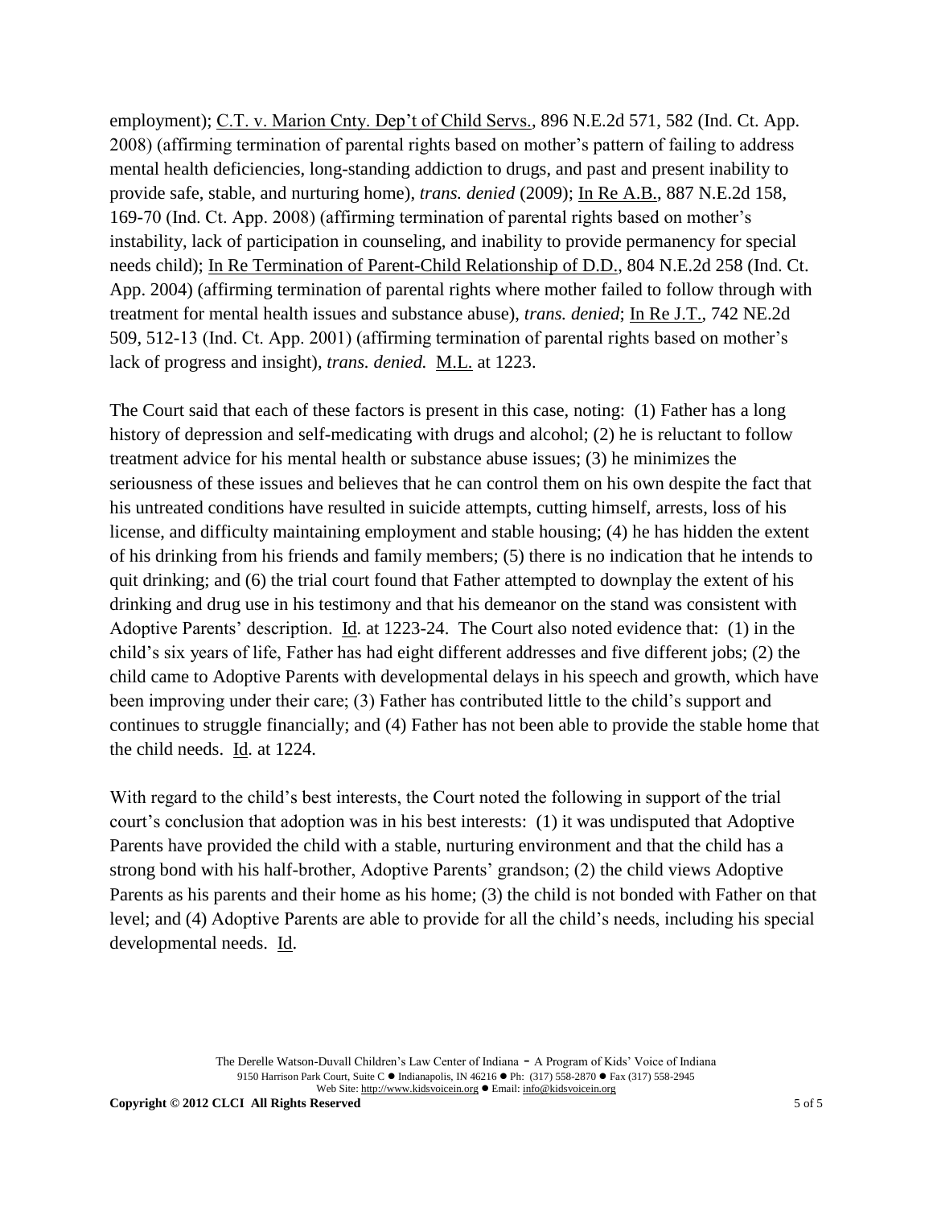employment); C.T. v. Marion Cnty. Dep't of Child Servs., 896 N.E.2d 571, 582 (Ind. Ct. App. 2008) (affirming termination of parental rights based on mother's pattern of failing to address mental health deficiencies, long-standing addiction to drugs, and past and present inability to provide safe, stable, and nurturing home), *trans. denied* (2009); In Re A.B., 887 N.E.2d 158, 169-70 (Ind. Ct. App. 2008) (affirming termination of parental rights based on mother's instability, lack of participation in counseling, and inability to provide permanency for special needs child); In Re Termination of Parent-Child Relationship of D.D., 804 N.E.2d 258 (Ind. Ct. App. 2004) (affirming termination of parental rights where mother failed to follow through with treatment for mental health issues and substance abuse), *trans. denied*; In Re J.T., 742 NE.2d 509, 512-13 (Ind. Ct. App. 2001) (affirming termination of parental rights based on mother's lack of progress and insight), *trans. denied.* M.L. at 1223.

The Court said that each of these factors is present in this case, noting: (1) Father has a long history of depression and self-medicating with drugs and alcohol; (2) he is reluctant to follow treatment advice for his mental health or substance abuse issues; (3) he minimizes the seriousness of these issues and believes that he can control them on his own despite the fact that his untreated conditions have resulted in suicide attempts, cutting himself, arrests, loss of his license, and difficulty maintaining employment and stable housing; (4) he has hidden the extent of his drinking from his friends and family members; (5) there is no indication that he intends to quit drinking; and (6) the trial court found that Father attempted to downplay the extent of his drinking and drug use in his testimony and that his demeanor on the stand was consistent with Adoptive Parents' description. Id. at 1223-24. The Court also noted evidence that: (1) in the child's six years of life, Father has had eight different addresses and five different jobs; (2) the child came to Adoptive Parents with developmental delays in his speech and growth, which have been improving under their care; (3) Father has contributed little to the child's support and continues to struggle financially; and (4) Father has not been able to provide the stable home that the child needs. Id. at 1224.

With regard to the child's best interests, the Court noted the following in support of the trial court's conclusion that adoption was in his best interests: (1) it was undisputed that Adoptive Parents have provided the child with a stable, nurturing environment and that the child has a strong bond with his half-brother, Adoptive Parents' grandson; (2) the child views Adoptive Parents as his parents and their home as his home; (3) the child is not bonded with Father on that level; and (4) Adoptive Parents are able to provide for all the child's needs, including his special developmental needs. Id.